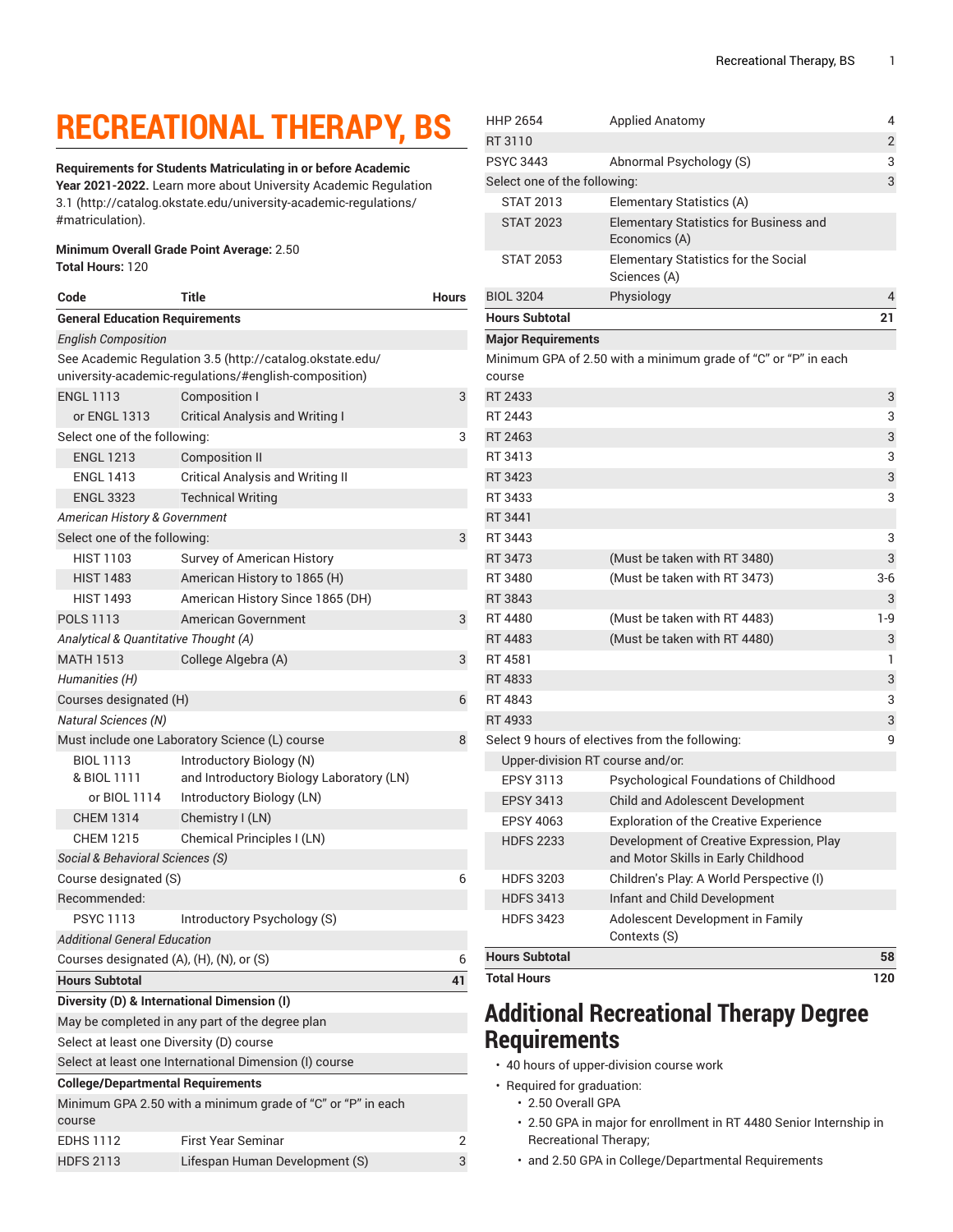# RECREATIONAL THERAPY, BS

**Requirements for Students Matriculating in or before Academic Year 2021-2022.** Learn more about University Academic Regulation 3.1 (http://catalog.okstate.edu/university-academic-regulations/#matriculation).

**Minimum Overall Grade Point Average:** 2.50
**Total Hours:** 120

| Code | Title | Hours |
|---|---|---|
| **General Education Requirements** | | |
| *English Composition* | | |
| See Academic Regulation 3.5 (http://catalog.okstate.edu/university-academic-regulations/#english-composition) | | |
| ENGL 1113 | Composition I | 3 |
| or ENGL 1313 | Critical Analysis and Writing I | |
| Select one of the following: | | 3 |
| ENGL 1213 | Composition II | |
| ENGL 1413 | Critical Analysis and Writing II | |
| ENGL 3323 | Technical Writing | |
| *American History & Government* | | |
| Select one of the following: | | 3 |
| HIST 1103 | Survey of American History | |
| HIST 1483 | American History to 1865 (H) | |
| HIST 1493 | American History Since 1865 (DH) | |
| POLS 1113 | American Government | 3 |
| *Analytical & Quantitative Thought (A)* | | |
| MATH 1513 | College Algebra (A) | 3 |
| *Humanities (H)* | | |
| Courses designated (H) | | 6 |
| *Natural Sciences (N)* | | |
| Must include one Laboratory Science (L) course | | 8 |
| BIOL 1113 & BIOL 1111 | Introductory Biology (N) and Introductory Biology Laboratory (LN) | |
| or BIOL 1114 | Introductory Biology (LN) | |
| CHEM 1314 | Chemistry I (LN) | |
| CHEM 1215 | Chemical Principles I (LN) | |
| *Social & Behavioral Sciences (S)* | | |
| Course designated (S) | | 6 |
| Recommended: | | |
| PSYC 1113 | Introductory Psychology (S) | |
| *Additional General Education* | | |
| Courses designated (A), (H), (N), or (S) | | 6 |
| **Hours Subtotal** | | **41** |
| **Diversity (D) & International Dimension (I)** | | |
| May be completed in any part of the degree plan | | |
| Select at least one Diversity (D) course | | |
| Select at least one International Dimension (I) course | | |
| **College/Departmental Requirements** | | |
| Minimum GPA 2.50 with a minimum grade of "C" or "P" in each course | | |
| EDHS 1112 | First Year Seminar | 2 |
| HDFS 2113 | Lifespan Human Development (S) | 3 |
| HHP 2654 | Applied Anatomy | 4 |
| RT 3110 | | 2 |
| PSYC 3443 | Abnormal Psychology (S) | 3 |
| Select one of the following: | | 3 |
| STAT 2013 | Elementary Statistics (A) | |
| STAT 2023 | Elementary Statistics for Business and Economics (A) | |
| STAT 2053 | Elementary Statistics for the Social Sciences (A) | |
| BIOL 3204 | Physiology | 4 |
| **Hours Subtotal** | | **21** |
| **Major Requirements** | | |
| Minimum GPA of 2.50 with a minimum grade of "C" or "P" in each course | | |
| RT 2433 | | 3 |
| RT 2443 | | 3 |
| RT 2463 | | 3 |
| RT 3413 | | 3 |
| RT 3423 | | 3 |
| RT 3433 | | 3 |
| RT 3441 | | |
| RT 3443 | | 3 |
| RT 3473 | (Must be taken with RT 3480) | 3 |
| RT 3480 | (Must be taken with RT 3473) | 3-6 |
| RT 3843 | | 3 |
| RT 4480 | (Must be taken with RT 4483) | 1-9 |
| RT 4483 | (Must be taken with RT 4480) | 3 |
| RT 4581 | | 1 |
| RT 4833 | | 3 |
| RT 4843 | | 3 |
| RT 4933 | | 3 |
| Select 9 hours of electives from the following: | | 9 |
| Upper-division RT course and/or: | | |
| EPSY 3113 | Psychological Foundations of Childhood | |
| EPSY 3413 | Child and Adolescent Development | |
| EPSY 4063 | Exploration of the Creative Experience | |
| HDFS 2233 | Development of Creative Expression, Play and Motor Skills in Early Childhood | |
| HDFS 3203 | Children's Play: A World Perspective (I) | |
| HDFS 3413 | Infant and Child Development | |
| HDFS 3423 | Adolescent Development in Family Contexts (S) | |
| **Hours Subtotal** | | **58** |
| **Total Hours** | | **120** |

## Additional Recreational Therapy Degree Requirements

- 40 hours of upper-division course work
- Required for graduation:
  - 2.50 Overall GPA
  - 2.50 GPA in major for enrollment in RT 4480 Senior Internship in Recreational Therapy;
  - and 2.50 GPA in College/Departmental Requirements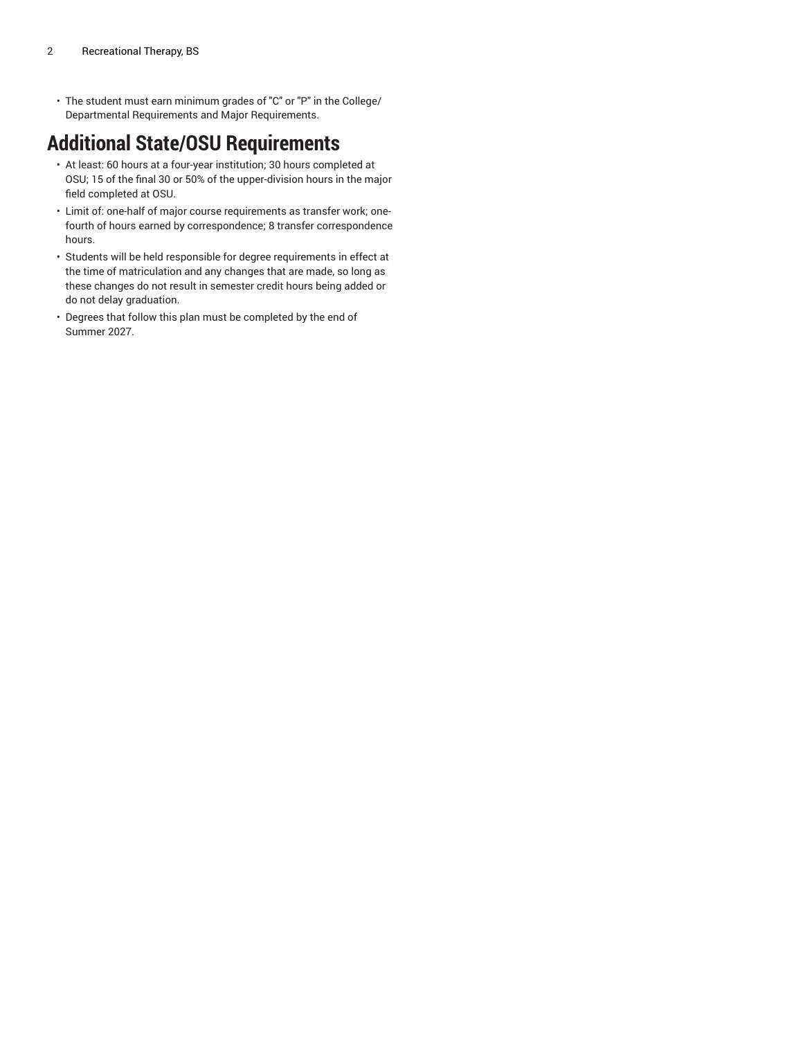- The student must earn minimum grades of "C" or "P" in the College/Departmental Requirements and Major Requirements.

## Additional State/OSU Requirements

- At least: 60 hours at a four-year institution; 30 hours completed at OSU; 15 of the final 30 or 50% of the upper-division hours in the major field completed at OSU.
- Limit of: one-half of major course requirements as transfer work; one-fourth of hours earned by correspondence; 8 transfer correspondence hours.
- Students will be held responsible for degree requirements in effect at the time of matriculation and any changes that are made, so long as these changes do not result in semester credit hours being added or do not delay graduation.
- Degrees that follow this plan must be completed by the end of Summer 2027.